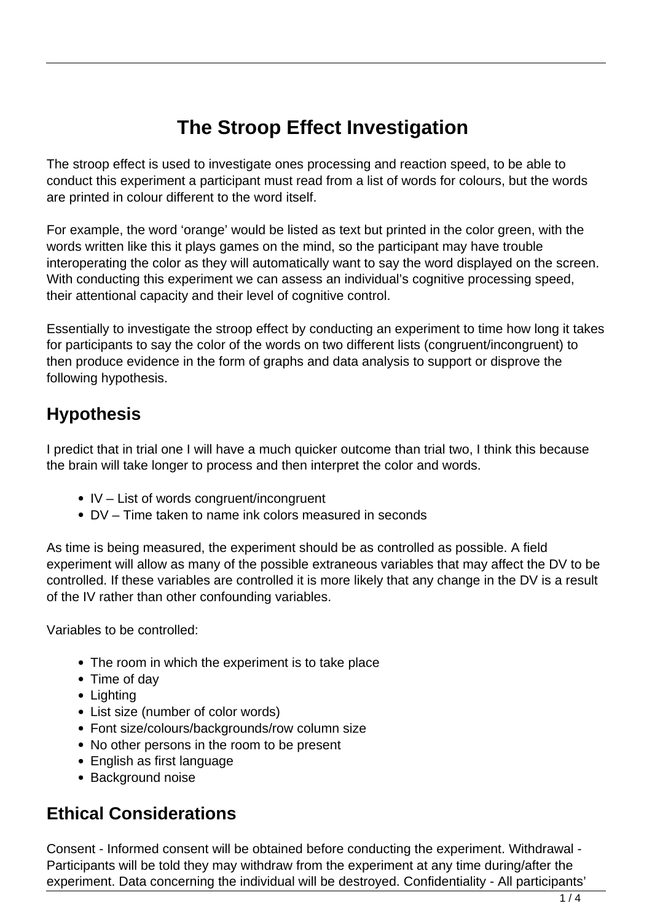# The Stroop Effect Investigation

The stroop effect is used to investigate ones processing and reaction speed, to be able to conduct this experiment a participant must read from a list of words for colours, but the words are printed in colour different to the word itself.

For example, the word 'orange' would be listed as text but printed in the color green, with the words written like this it plays games on the mind, so the participant may have trouble interoperating the color as they will automatically want to say the word displayed on the screen. With conducting this experiment we can assess an individual's cognitive processing speed, their attentional capacity and their level of cognitive control.

Essentially to investigate the stroop effect by conducting an experiment to time how long it takes for participants to say the color of the words on two different lists (congruent/incongruent) to then produce evidence in the form of graphs and data analysis to support or disprove the following hypothesis.

## Hypothesis

I predict that in trial one I will have a much quicker outcome than trial two, I think this because the brain will take longer to process and then interpret the color and words.

- IV – List of words congruent/incongruent
- DV – Time taken to name ink colors measured in seconds

As time is being measured, the experiment should be as controlled as possible. A field experiment will allow as many of the possible extraneous variables that may affect the DV to be controlled. If these variables are controlled it is more likely that any change in the DV is a result of the IV rather than other confounding variables.

Variables to be controlled:

- The room in which the experiment is to take place
- Time of day
- Lighting
- List size (number of color words)
- Font size/colours/backgrounds/row column size
- No other persons in the room to be present
- English as first language
- Background noise

## Ethical Considerations

Consent - Informed consent will be obtained before conducting the experiment. Withdrawal - Participants will be told they may withdraw from the experiment at any time during/after the experiment. Data concerning the individual will be destroyed. Confidentiality - All participants'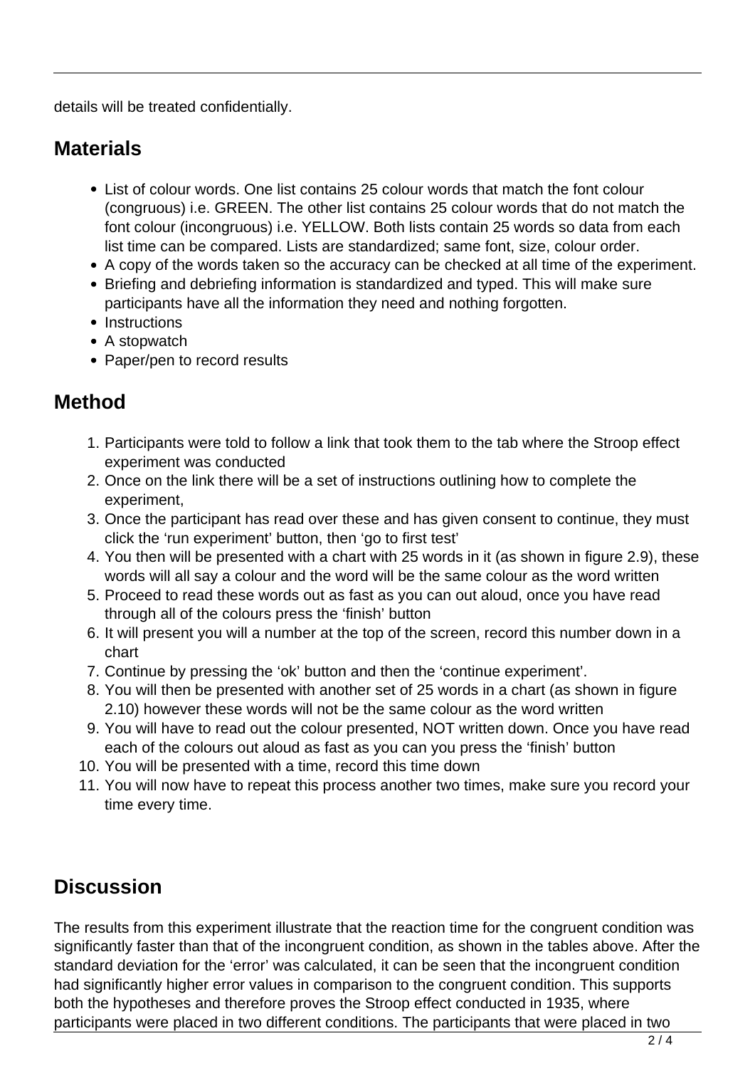details will be treated confidentially.

## Materials

- List of colour words. One list contains 25 colour words that match the font colour (congruous) i.e. GREEN. The other list contains 25 colour words that do not match the font colour (incongruous) i.e. YELLOW. Both lists contain 25 words so data from each list time can be compared. Lists are standardized; same font, size, colour order.
- A copy of the words taken so the accuracy can be checked at all time of the experiment.
- Briefing and debriefing information is standardized and typed. This will make sure participants have all the information they need and nothing forgotten.
- Instructions
- A stopwatch
- Paper/pen to record results

## Method

1. Participants were told to follow a link that took them to the tab where the Stroop effect experiment was conducted
2. Once on the link there will be a set of instructions outlining how to complete the experiment,
3. Once the participant has read over these and has given consent to continue, they must click the ‘run experiment’ button, then ‘go to first test’
4. You then will be presented with a chart with 25 words in it (as shown in figure 2.9), these words will all say a colour and the word will be the same colour as the word written
5. Proceed to read these words out as fast as you can out aloud, once you have read through all of the colours press the ‘finish’ button
6. It will present you will a number at the top of the screen, record this number down in a chart
7. Continue by pressing the ‘ok’ button and then the ‘continue experiment’.
8. You will then be presented with another set of 25 words in a chart (as shown in figure 2.10) however these words will not be the same colour as the word written
9. You will have to read out the colour presented, NOT written down. Once you have read each of the colours out aloud as fast as you can you press the ‘finish’ button
10. You will be presented with a time, record this time down
11. You will now have to repeat this process another two times, make sure you record your time every time.

## Discussion

The results from this experiment illustrate that the reaction time for the congruent condition was significantly faster than that of the incongruent condition, as shown in the tables above. After the standard deviation for the ‘error’ was calculated, it can be seen that the incongruent condition had significantly higher error values in comparison to the congruent condition. This supports both the hypotheses and therefore proves the Stroop effect conducted in 1935, where participants were placed in two different conditions. The participants that were placed in two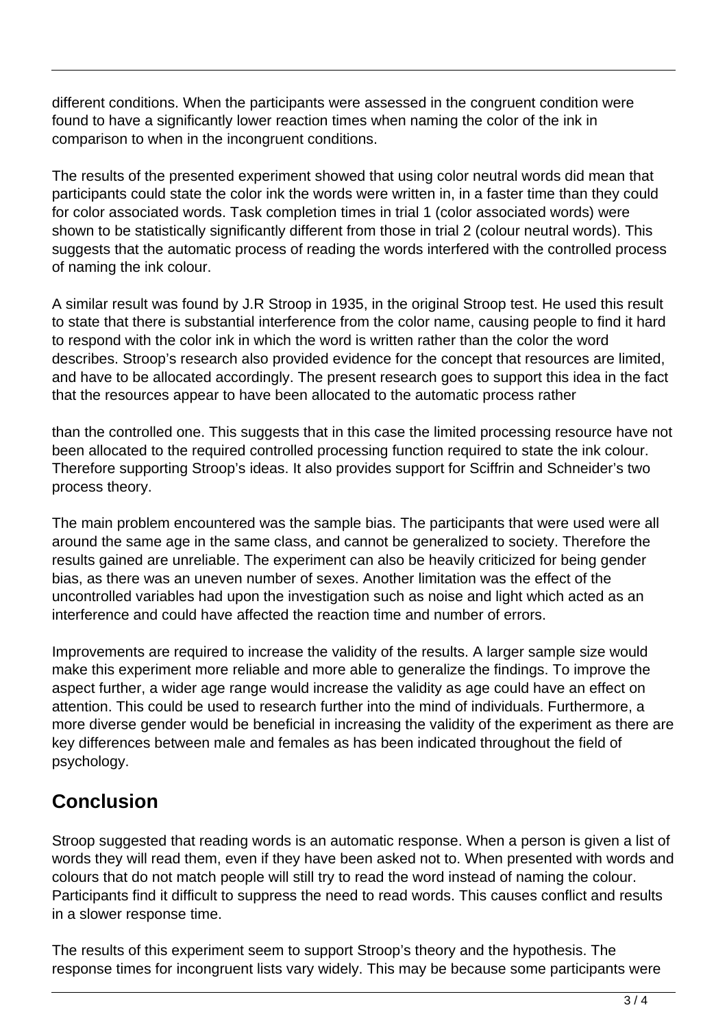different conditions. When the participants were assessed in the congruent condition were found to have a significantly lower reaction times when naming the color of the ink in comparison to when in the incongruent conditions.

The results of the presented experiment showed that using color neutral words did mean that participants could state the color ink the words were written in, in a faster time than they could for color associated words. Task completion times in trial 1 (color associated words) were shown to be statistically significantly different from those in trial 2 (colour neutral words). This suggests that the automatic process of reading the words interfered with the controlled process of naming the ink colour.

A similar result was found by J.R Stroop in 1935, in the original Stroop test. He used this result to state that there is substantial interference from the color name, causing people to find it hard to respond with the color ink in which the word is written rather than the color the word describes. Stroop's research also provided evidence for the concept that resources are limited, and have to be allocated accordingly. The present research goes to support this idea in the fact that the resources appear to have been allocated to the automatic process rather than the controlled one. This suggests that in this case the limited processing resource have not been allocated to the required controlled processing function required to state the ink colour. Therefore supporting Stroop's ideas. It also provides support for Sciffrin and Schneider's two process theory.

The main problem encountered was the sample bias. The participants that were used were all around the same age in the same class, and cannot be generalized to society. Therefore the results gained are unreliable. The experiment can also be heavily criticized for being gender bias, as there was an uneven number of sexes. Another limitation was the effect of the uncontrolled variables had upon the investigation such as noise and light which acted as an interference and could have affected the reaction time and number of errors.

Improvements are required to increase the validity of the results. A larger sample size would make this experiment more reliable and more able to generalize the findings. To improve the aspect further, a wider age range would increase the validity as age could have an effect on attention. This could be used to research further into the mind of individuals. Furthermore, a more diverse gender would be beneficial in increasing the validity of the experiment as there are key differences between male and females as has been indicated throughout the field of psychology.

## Conclusion

Stroop suggested that reading words is an automatic response. When a person is given a list of words they will read them, even if they have been asked not to. When presented with words and colours that do not match people will still try to read the word instead of naming the colour. Participants find it difficult to suppress the need to read words. This causes conflict and results in a slower response time.

The results of this experiment seem to support Stroop's theory and the hypothesis. The response times for incongruent lists vary widely. This may be because some participants were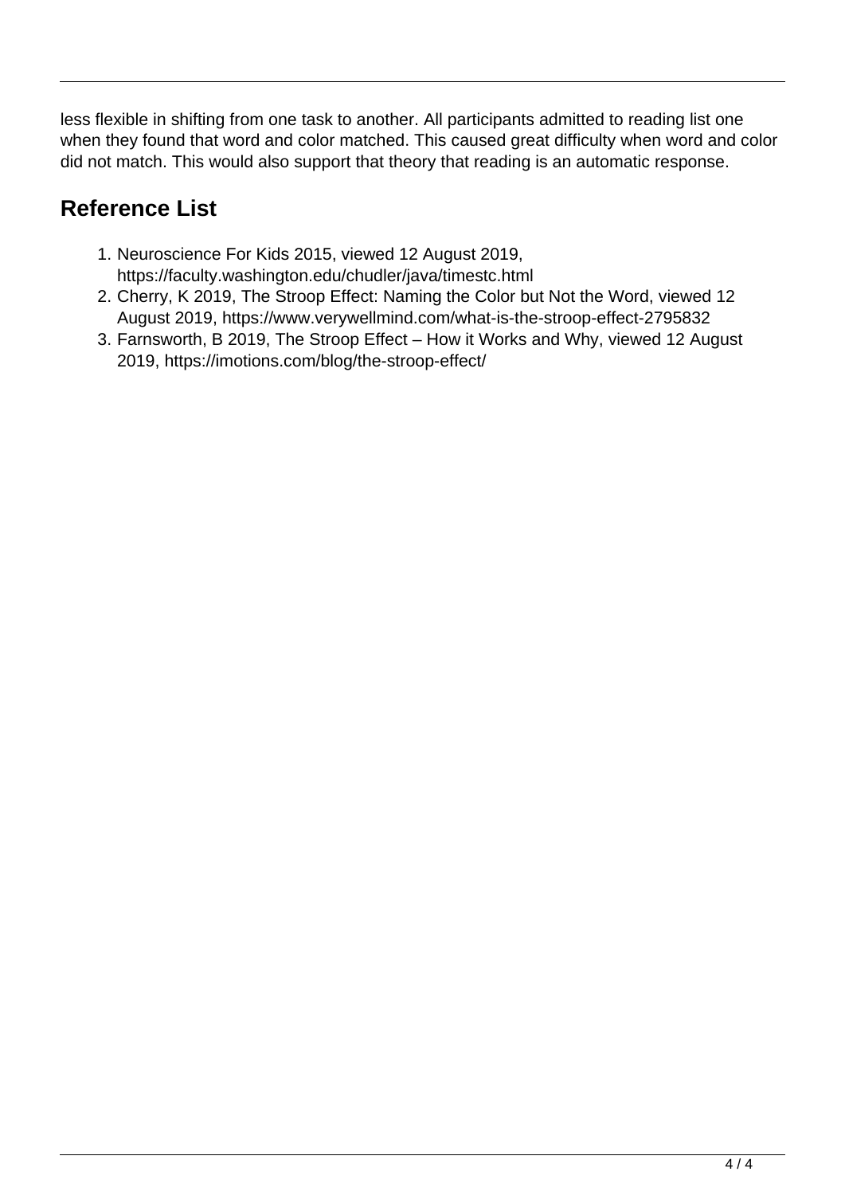less flexible in shifting from one task to another. All participants admitted to reading list one when they found that word and color matched. This caused great difficulty when word and color did not match. This would also support that theory that reading is an automatic response.

## Reference List

1. Neuroscience For Kids 2015, viewed 12 August 2019, https://faculty.washington.edu/chudler/java/timestc.html
2. Cherry, K 2019, The Stroop Effect: Naming the Color but Not the Word, viewed 12 August 2019, https://www.verywellmind.com/what-is-the-stroop-effect-2795832
3. Farnsworth, B 2019, The Stroop Effect – How it Works and Why, viewed 12 August 2019, https://imotions.com/blog/the-stroop-effect/